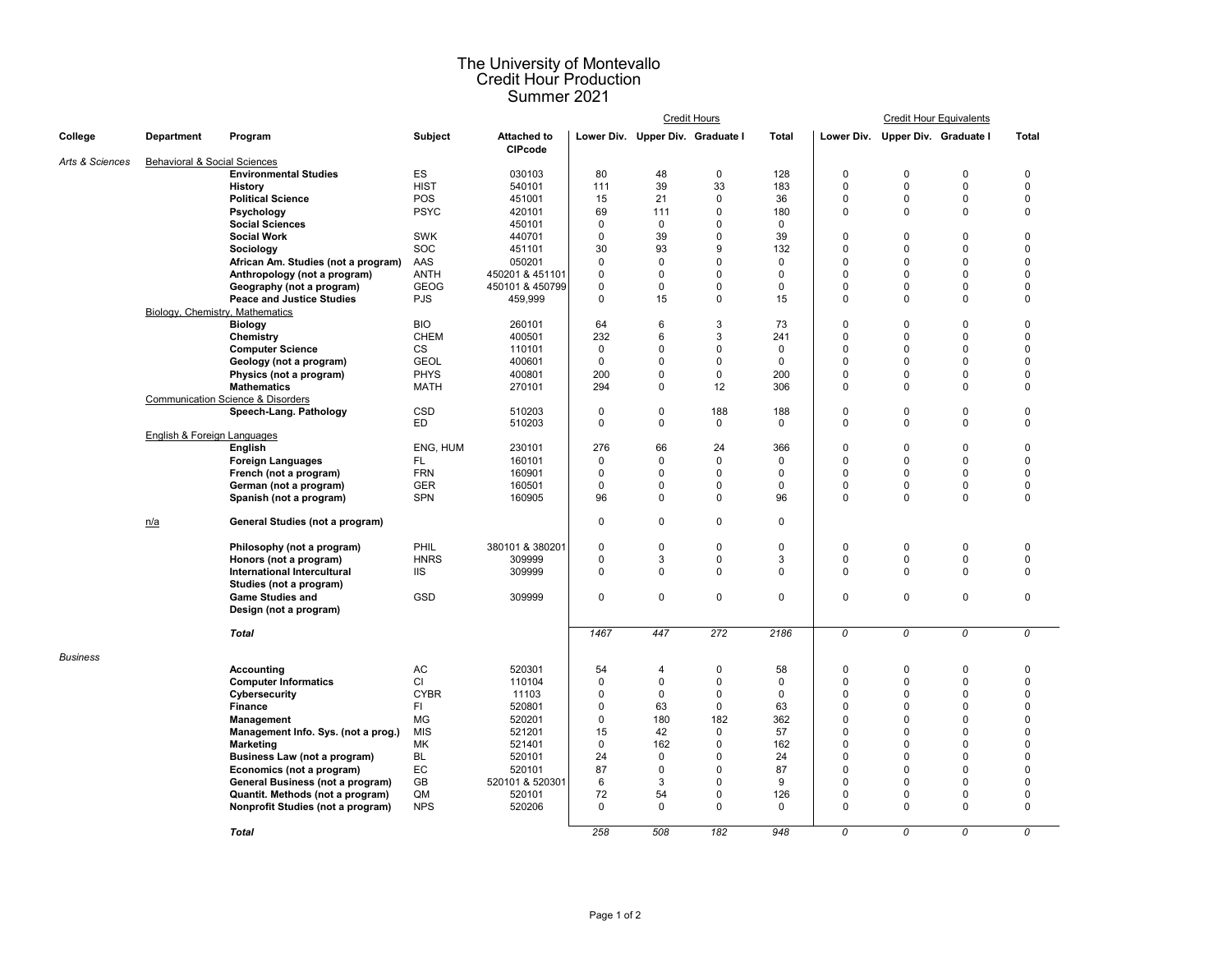# The University of Montevallo
## Credit Hour Production
## Summer 2021

| College | Department | Program | Subject | Attached to CIPcode | Credit Hours | | | | Credit Hour Equivalents | | | |
|---|---|---|---|---|---|---|---|---|---|---|---|---|
| | | | | | Lower Div. | Upper Div. | Graduate I | Total | Lower Div. | Upper Div. | Graduate I | Total |
| *Arts & Sciences* | Behavioral & Social Sciences | | | | | | | | | | | |
| | | **Environmental Studies** | ES | 030103 | 80 | 48 | 0 | 128 | 0 | 0 | 0 | 0 |
| | | **History** | HIST | 540101 | 111 | 39 | 33 | 183 | 0 | 0 | 0 | 0 |
| | | **Political Science** | POS | 451001 | 15 | 21 | 0 | 36 | 0 | 0 | 0 | 0 |
| | | **Psychology** | PSYC | 420101 | 69 | 111 | 0 | 180 | 0 | 0 | 0 | 0 |
| | | **Social Sciences** | | 450101 | 0 | 0 | 0 | 0 | | | | |
| | | **Social Work** | SWK | 440701 | 0 | 39 | 0 | 39 | 0 | 0 | 0 | 0 |
| | | **Sociology** | SOC | 451101 | 30 | 93 | 9 | 132 | 0 | 0 | 0 | 0 |
| | | **African Am. Studies (not a program)** | AAS | 050201 | 0 | 0 | 0 | 0 | 0 | 0 | 0 | 0 |
| | | **Anthropology (not a program)** | ANTH | 450201 & 451101 | 0 | 0 | 0 | 0 | 0 | 0 | 0 | 0 |
| | | **Geography (not a program)** | GEOG | 450101 & 450799 | 0 | 0 | 0 | 0 | 0 | 0 | 0 | 0 |
| | | **Peace and Justice Studies** | PJS | 459,999 | 0 | 15 | 0 | 15 | 0 | 0 | 0 | 0 |
| | Biology, Chemistry, Mathematics | | | | | | | | | | | |
| | | **Biology** | BIO | 260101 | 64 | 6 | 3 | 73 | 0 | 0 | 0 | 0 |
| | | **Chemistry** | CHEM | 400501 | 232 | 6 | 3 | 241 | 0 | 0 | 0 | 0 |
| | | **Computer Science** | CS | 110101 | 0 | 0 | 0 | 0 | 0 | 0 | 0 | 0 |
| | | **Geology (not a program)** | GEOL | 400601 | 0 | 0 | 0 | 0 | 0 | 0 | 0 | 0 |
| | | **Physics (not a program)** | PHYS | 400801 | 200 | 0 | 0 | 200 | 0 | 0 | 0 | 0 |
| | | **Mathematics** | MATH | 270101 | 294 | 0 | 12 | 306 | 0 | 0 | 0 | 0 |
| | Communication Science & Disorders | | | | | | | | | | | |
| | | **Speech-Lang. Pathology** | CSD | 510203 | 0 | 0 | 188 | 188 | 0 | 0 | 0 | 0 |
| | | | ED | 510203 | 0 | 0 | 0 | 0 | 0 | 0 | 0 | 0 |
| | English & Foreign Languages | | | | | | | | | | | |
| | | **English** | ENG, HUM | 230101 | 276 | 66 | 24 | 366 | 0 | 0 | 0 | 0 |
| | | **Foreign Languages** | FL | 160101 | 0 | 0 | 0 | 0 | 0 | 0 | 0 | 0 |
| | | **French (not a program)** | FRN | 160901 | 0 | 0 | 0 | 0 | 0 | 0 | 0 | 0 |
| | | **German (not a program)** | GER | 160501 | 0 | 0 | 0 | 0 | 0 | 0 | 0 | 0 |
| | | **Spanish (not a program)** | SPN | 160905 | 96 | 0 | 0 | 96 | 0 | 0 | 0 | 0 |
| | n/a | **General Studies (not a program)** | | | 0 | 0 | 0 | 0 | | | | |
| | | **Philosophy (not a program)** | PHIL | 380101 & 380201 | 0 | 0 | 0 | 0 | 0 | 0 | 0 | 0 |
| | | **Honors (not a program)** | HNRS | 309999 | 0 | 3 | 0 | 3 | 0 | 0 | 0 | 0 |
| | | **International Intercultural Studies (not a program)** | IIS | 309999 | 0 | 0 | 0 | 0 | 0 | 0 | 0 | 0 |
| | | **Game Studies and Design (not a program)** | GSD | 309999 | 0 | 0 | 0 | 0 | 0 | 0 | 0 | 0 |
| | | ***Total*** | | | *1467* | *447* | *272* | *2186* | *0* | *0* | *0* | *0* |
| *Business* | | | | | | | | | | | | |
| | | **Accounting** | AC | 520301 | 54 | 4 | 0 | 58 | 0 | 0 | 0 | 0 |
| | | **Computer Informatics** | CI | 110104 | 0 | 0 | 0 | 0 | 0 | 0 | 0 | 0 |
| | | **Cybersecurity** | CYBR | 11103 | 0 | 0 | 0 | 0 | 0 | 0 | 0 | 0 |
| | | **Finance** | FI | 520801 | 0 | 63 | 0 | 63 | 0 | 0 | 0 | 0 |
| | | **Management** | MG | 520201 | 0 | 180 | 182 | 362 | 0 | 0 | 0 | 0 |
| | | **Management Info. Sys. (not a prog.)** | MIS | 521201 | 15 | 42 | 0 | 57 | 0 | 0 | 0 | 0 |
| | | **Marketing** | MK | 521401 | 0 | 162 | 0 | 162 | 0 | 0 | 0 | 0 |
| | | **Business Law (not a program)** | BL | 520101 | 24 | 0 | 0 | 24 | 0 | 0 | 0 | 0 |
| | | **Economics (not a program)** | EC | 520101 | 87 | 0 | 0 | 87 | 0 | 0 | 0 | 0 |
| | | **General Business (not a program)** | GB | 520101 & 520301 | 6 | 3 | 0 | 9 | 0 | 0 | 0 | 0 |
| | | **Quantit. Methods (not a program)** | QM | 520101 | 72 | 54 | 0 | 126 | 0 | 0 | 0 | 0 |
| | | **Nonprofit Studies (not a program)** | NPS | 520206 | 0 | 0 | 0 | 0 | 0 | 0 | 0 | 0 |
| | | ***Total*** | | | *258* | *508* | *182* | *948* | *0* | *0* | *0* | *0* |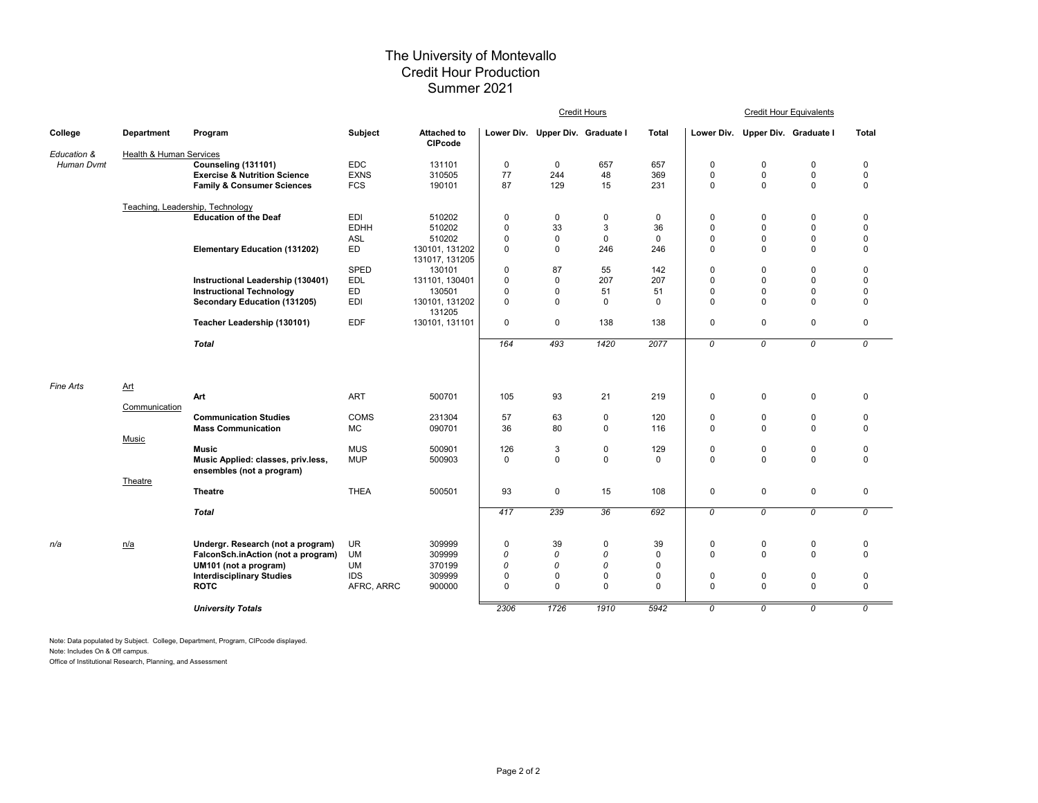# The University of Montevallo
## Credit Hour Production
## Summer 2021

| College | Department | Program | Subject | Attached to CIPcode | Credit Hours | | | | Credit Hour Equivalents | | | |
|---|---|---|---|---|---|---|---|---|---|---|---|---|
| | | | | | Lower Div. | Upper Div. | Graduate I | Total | Lower Div. | Upper Div. | Graduate I | Total |
| *Education & Human Dvmt* | Health & Human Services | | | | | | | | | | | |
| | | **Counseling (131101)** | EDC | 131101 | 0 | 0 | 657 | 657 | 0 | 0 | 0 | 0 |
| | | **Exercise & Nutrition Science** | EXNS | 310505 | 77 | 244 | 48 | 369 | 0 | 0 | 0 | 0 |
| | | **Family & Consumer Sciences** | FCS | 190101 | 87 | 129 | 15 | 231 | 0 | 0 | 0 | 0 |
| | Teaching, Leadership, Technology | | | | | | | | | | | |
| | | **Education of the Deaf** | EDI | 510202 | 0 | 0 | 0 | 0 | 0 | 0 | 0 | 0 |
| | | | EDHH | 510202 | 0 | 33 | 3 | 36 | 0 | 0 | 0 | 0 |
| | | | ASL | 510202 | 0 | 0 | 0 | 0 | 0 | 0 | 0 | 0 |
| | | **Elementary Education (131202)** | ED | 130101, 131202 131017, 131205 | 0 | 0 | 246 | 246 | 0 | 0 | 0 | 0 |
| | | | SPED | 130101 | 0 | 87 | 55 | 142 | 0 | 0 | 0 | 0 |
| | | **Instructional Leadership (130401)** | EDL | 131101, 130401 | 0 | 0 | 207 | 207 | 0 | 0 | 0 | 0 |
| | | **Instructional Technology** | ED | 130501 | 0 | 0 | 51 | 51 | 0 | 0 | 0 | 0 |
| | | **Secondary Education (131205)** | EDI | 130101, 131202 131205 | 0 | 0 | 0 | 0 | 0 | 0 | 0 | 0 |
| | | **Teacher Leadership (130101)** | EDF | 130101, 131101 | 0 | 0 | 138 | 138 | 0 | 0 | 0 | 0 |
| | | ***Total*** | | | *164* | *493* | *1420* | *2077* | *0* | *0* | *0* | *0* |
| *Fine Arts* | Art | | | | | | | | | | | |
| | | **Art** | ART | 500701 | 105 | 93 | 21 | 219 | 0 | 0 | 0 | 0 |
| | Communication | | | | | | | | | | | |
| | | **Communication Studies** | COMS | 231304 | 57 | 63 | 0 | 120 | 0 | 0 | 0 | 0 |
| | | **Mass Communication** | MC | 090701 | 36 | 80 | 0 | 116 | 0 | 0 | 0 | 0 |
| | Music | | | | | | | | | | | |
| | | **Music** | MUS | 500901 | 126 | 3 | 0 | 129 | 0 | 0 | 0 | 0 |
| | | **Music Applied: classes, priv.less, ensembles (not a program)** | MUP | 500903 | 0 | 0 | 0 | 0 | 0 | 0 | 0 | 0 |
| | Theatre | | | | | | | | | | | |
| | | **Theatre** | THEA | 500501 | 93 | 0 | 15 | 108 | 0 | 0 | 0 | 0 |
| | | ***Total*** | | | *417* | *239* | *36* | *692* | *0* | *0* | *0* | *0* |
| *n/a* | n/a | **Undergr. Research (not a program)** | UR | 309999 | 0 | 39 | 0 | 39 | 0 | 0 | 0 | 0 |
| | | **FalconSch.inAction (not a program)** | UM | 309999 | *0* | *0* | *0* | 0 | 0 | 0 | 0 | 0 |
| | | **UM101 (not a program)** | UM | 370199 | *0* | *0* | *0* | 0 | | | | |
| | | **Interdisciplinary Studies** | IDS | 309999 | 0 | 0 | 0 | 0 | 0 | 0 | 0 | 0 |
| | | **ROTC** | AFRC, ARRC | 900000 | 0 | 0 | 0 | 0 | 0 | 0 | 0 | 0 |
| | | ***University Totals*** | | | *2306* | *1726* | *1910* | *5942* | *0* | *0* | *0* | *0* |

Note: Data populated by Subject. College, Department, Program, CIPcode displayed.

Note: Includes On & Off campus.

Office of Institutional Research, Planning, and Assessment